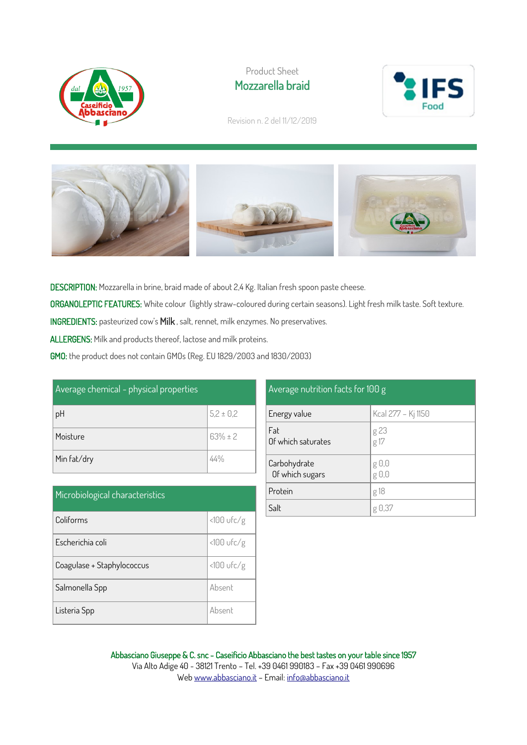Product Sheet

# Mozzarella braid

Revision n. 2 del 11/12/2019

**DESCRIPTION:** Mozzarella in brine, braid made of about 2,4 Kg. Italian fresh spoon paste cheese.

**ORGANOLEPTIC FEATURES:** White colour (lightly straw-coloured during certain seasons). Light fresh milk taste. Soft texture.

**INGREDIENTS:** pasteurized cow's **Milk**, salt, rennet, milk enzymes. No preservatives.

**ALLERGENS:** Milk and products thereof, lactose and milk proteins.

**GMO:** the product does not contain GMOs (Reg. EU 1829/2003 and 1830/2003)

| Average chemical - physical properties | |
|---|---|
| pH | 5,2 ± 0,2 |
| Moisture | 63% ± 2 |
| Min fat/dry | 44% |

| Microbiological characteristics | |
|---|---|
| Coliforms | <100 ufc/g |
| Escherichia coli | <100 ufc/g |
| Coagulase + Staphylococcus | <100 ufc/g |
| Salmonella Spp | Absent |
| Listeria Spp | Absent |

| Average nutrition facts for 100 g | |
|---|---|
| Energy value | Kcal 277 – Kj 1150 |
| Fat<br>Of which saturates | g 23<br>g 17 |
| Carbohydrate<br>Of which sugars | g 0,0<br>g 0,0 |
| Protein | g 18 |
| Salt | g 0,37 |

Abbasciano Giuseppe & C. snc – Caseificio Abbasciano the best tastes on your table since 1957
Via Alto Adige 40 - 38121 Trento – Tel. +39 0461 990183 – Fax +39 0461 990696
Web www.abbasciano.it – Email: info@abbasciano.it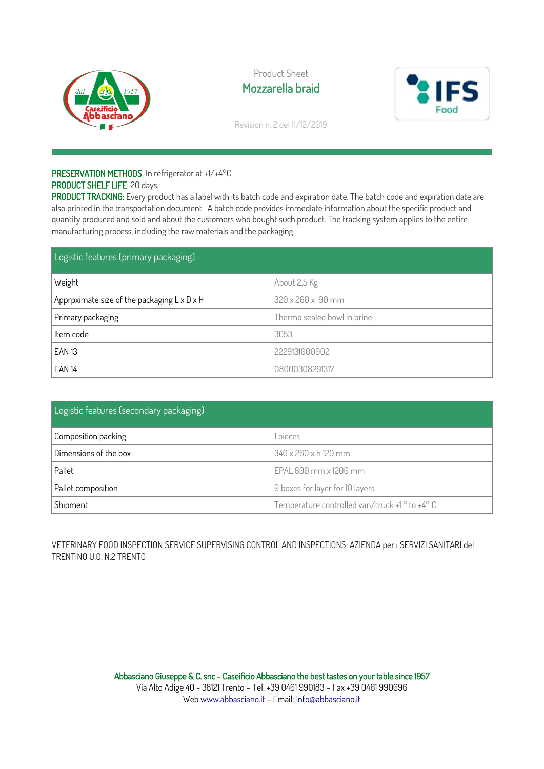Product Sheet

# Mozzarella braid

Revision n. 2 del 11/12/2019

**PRESERVATION METHODS**: In refrigerator at +1/+4°C
**PRODUCT SHELF LIFE**: 20 days.
**PRODUCT TRACKING**: Every product has a label with its batch code and expiration date. The batch code and expiration date are also printed in the transportation document. A batch code provides immediate information about the specific product and quantity produced and sold and about the customers who bought such product. The tracking system applies to the entire manufacturing process, including the raw materials and the packaging.

| Logistic features (primary packaging) | |
|---|---|
| Weight | About 2,5 Kg |
| Apprpximate size of the packaging L x D x H | 320 x 260 x 90 mm |
| Primary packaging | Thermo sealed bowl in brine |
| Item code | 3053 |
| EAN 13 | 2229131000002 |
| EAN 14 | 08000308291317 |

| Logistic features (secondary packaging) | |
|---|---|
| Composition packing | 1 pieces |
| Dimensions of the box | 340 x 260 x h 120 mm |
| Pallet | EPAL 800 mm x 1200 mm |
| Pallet composition | 9 boxes for layer for 10 layers |
| Shipment | Temperature controlled van/truck +1 ° to +4° C |

VETERINARY FOOD INSPECTION SERVICE SUPERVISING CONTROL AND INSPECTIONS: AZIENDA per i SERVIZI SANITARI del TRENTINO U.O. N.2 TRENTO

**Abbasciano Giuseppe & C. snc – Caseificio Abbasciano the best tastes on your table since 1957**
Via Alto Adige 40 - 38121 Trento – Tel. +39 0461 990183 – Fax +39 0461 990696
Web www.abbasciano.it – Email: info@abbasciano.it